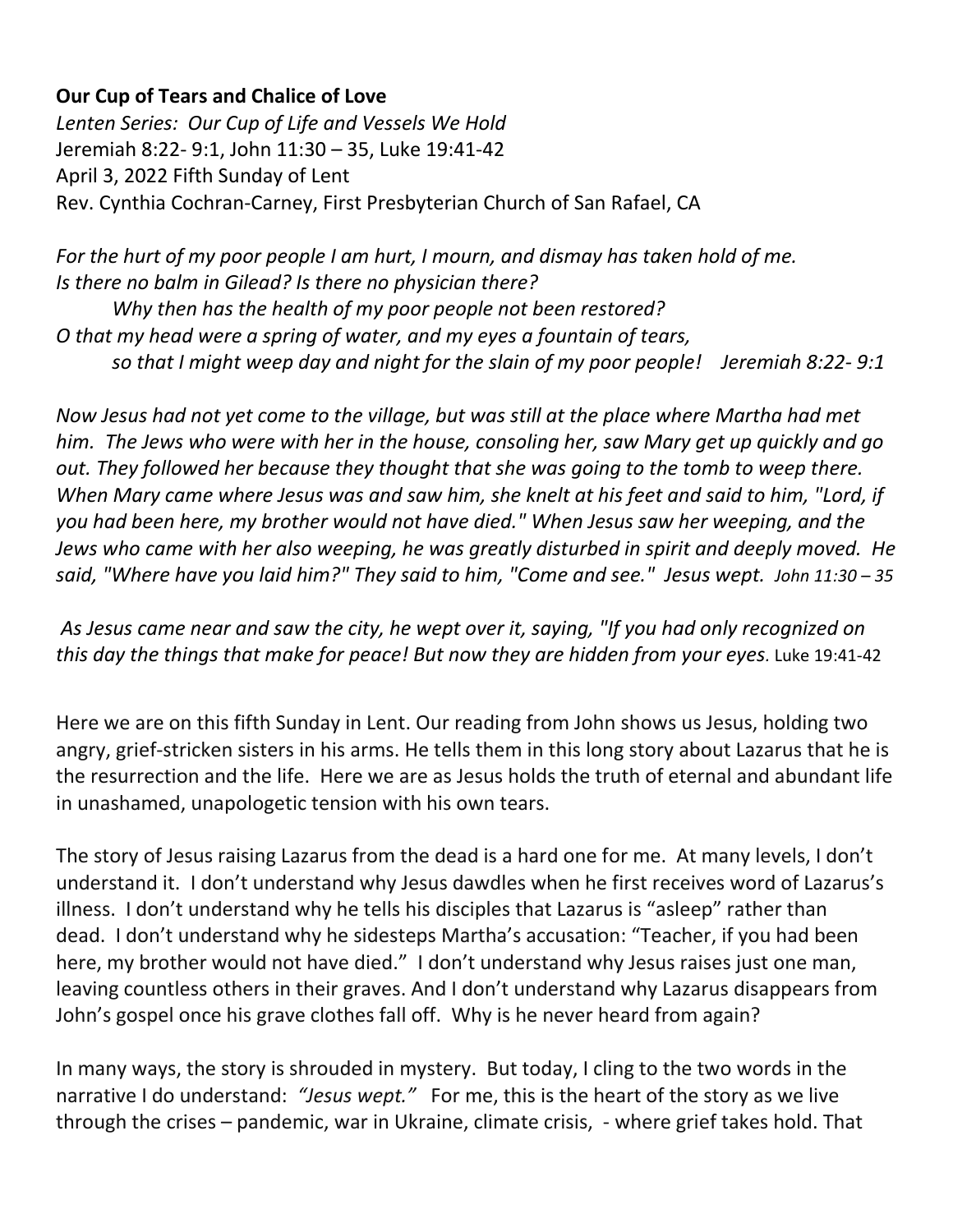**Our Cup of Tears and Chalice of Love**

*Lenten Series: Our Cup of Life and Vessels We Hold*

Jeremiah 8:22- 9:1, John 11:30 – 35, Luke 19:41-42

April 3, 2022 Fifth Sunday of Lent

Rev. Cynthia Cochran-Carney, First Presbyterian Church of San Rafael, CA

*For the hurt of my poor people I am hurt, I mourn, and dismay has taken hold of me.*
*Is there no balm in Gilead? Is there no physician there?*
*Why then has the health of my poor people not been restored?*
*O that my head were a spring of water, and my eyes a fountain of tears,*
*so that I might weep day and night for the slain of my poor people! Jeremiah 8:22- 9:1*

*Now Jesus had not yet come to the village, but was still at the place where Martha had met him. The Jews who were with her in the house, consoling her, saw Mary get up quickly and go out. They followed her because they thought that she was going to the tomb to weep there. When Mary came where Jesus was and saw him, she knelt at his feet and said to him, "Lord, if you had been here, my brother would not have died." When Jesus saw her weeping, and the Jews who came with her also weeping, he was greatly disturbed in spirit and deeply moved. He said, "Where have you laid him?" They said to him, "Come and see." Jesus wept. John 11:30 – 35*

*As Jesus came near and saw the city, he wept over it, saying, "If you had only recognized on this day the things that make for peace! But now they are hidden from your eyes.* Luke 19:41-42

Here we are on this fifth Sunday in Lent. Our reading from John shows us Jesus, holding two angry, grief-stricken sisters in his arms. He tells them in this long story about Lazarus that he is the resurrection and the life. Here we are as Jesus holds the truth of eternal and abundant life in unashamed, unapologetic tension with his own tears.

The story of Jesus raising Lazarus from the dead is a hard one for me. At many levels, I don't understand it. I don't understand why Jesus dawdles when he first receives word of Lazarus's illness. I don't understand why he tells his disciples that Lazarus is "asleep" rather than dead. I don't understand why he sidesteps Martha's accusation: "Teacher, if you had been here, my brother would not have died." I don't understand why Jesus raises just one man, leaving countless others in their graves. And I don't understand why Lazarus disappears from John's gospel once his grave clothes fall off. Why is he never heard from again?

In many ways, the story is shrouded in mystery. But today, I cling to the two words in the narrative I do understand: *"Jesus wept."* For me, this is the heart of the story as we live through the crises – pandemic, war in Ukraine, climate crisis, - where grief takes hold. That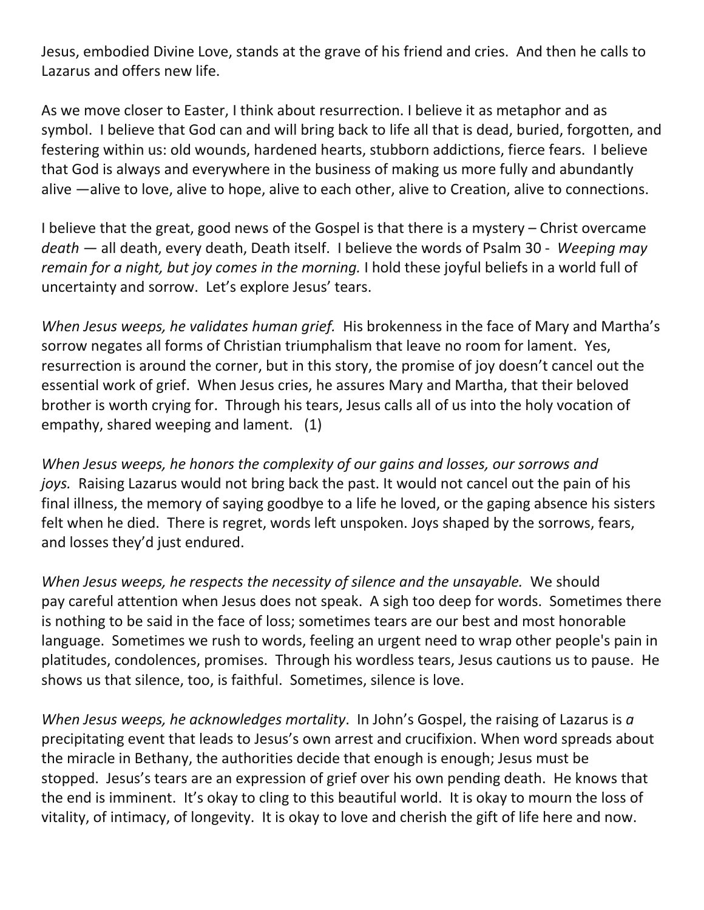Jesus, embodied Divine Love, stands at the grave of his friend and cries. And then he calls to Lazarus and offers new life.

As we move closer to Easter, I think about resurrection. I believe it as metaphor and as symbol. I believe that God can and will bring back to life all that is dead, buried, forgotten, and festering within us: old wounds, hardened hearts, stubborn addictions, fierce fears. I believe that God is always and everywhere in the business of making us more fully and abundantly alive —alive to love, alive to hope, alive to each other, alive to Creation, alive to connections.

I believe that the great, good news of the Gospel is that there is a mystery – Christ overcame *death* — all death, every death, Death itself. I believe the words of Psalm 30 - *Weeping may remain for a night, but joy comes in the morning.* I hold these joyful beliefs in a world full of uncertainty and sorrow. Let's explore Jesus' tears.

*When Jesus weeps, he validates human grief.* His brokenness in the face of Mary and Martha's sorrow negates all forms of Christian triumphalism that leave no room for lament. Yes, resurrection is around the corner, but in this story, the promise of joy doesn't cancel out the essential work of grief. When Jesus cries, he assures Mary and Martha, that their beloved brother is worth crying for. Through his tears, Jesus calls all of us into the holy vocation of empathy, shared weeping and lament. (1)

*When Jesus weeps, he honors the complexity of our gains and losses, our sorrows and joys.* Raising Lazarus would not bring back the past. It would not cancel out the pain of his final illness, the memory of saying goodbye to a life he loved, or the gaping absence his sisters felt when he died. There is regret, words left unspoken. Joys shaped by the sorrows, fears, and losses they'd just endured.

*When Jesus weeps, he respects the necessity of silence and the unsayable.* We should pay careful attention when Jesus does not speak. A sigh too deep for words. Sometimes there is nothing to be said in the face of loss; sometimes tears are our best and most honorable language. Sometimes we rush to words, feeling an urgent need to wrap other people's pain in platitudes, condolences, promises. Through his wordless tears, Jesus cautions us to pause. He shows us that silence, too, is faithful. Sometimes, silence is love.

*When Jesus weeps, he acknowledges mortality*. In John's Gospel, the raising of Lazarus is *a* precipitating event that leads to Jesus's own arrest and crucifixion. When word spreads about the miracle in Bethany, the authorities decide that enough is enough; Jesus must be stopped. Jesus's tears are an expression of grief over his own pending death. He knows that the end is imminent. It's okay to cling to this beautiful world. It is okay to mourn the loss of vitality, of intimacy, of longevity. It is okay to love and cherish the gift of life here and now.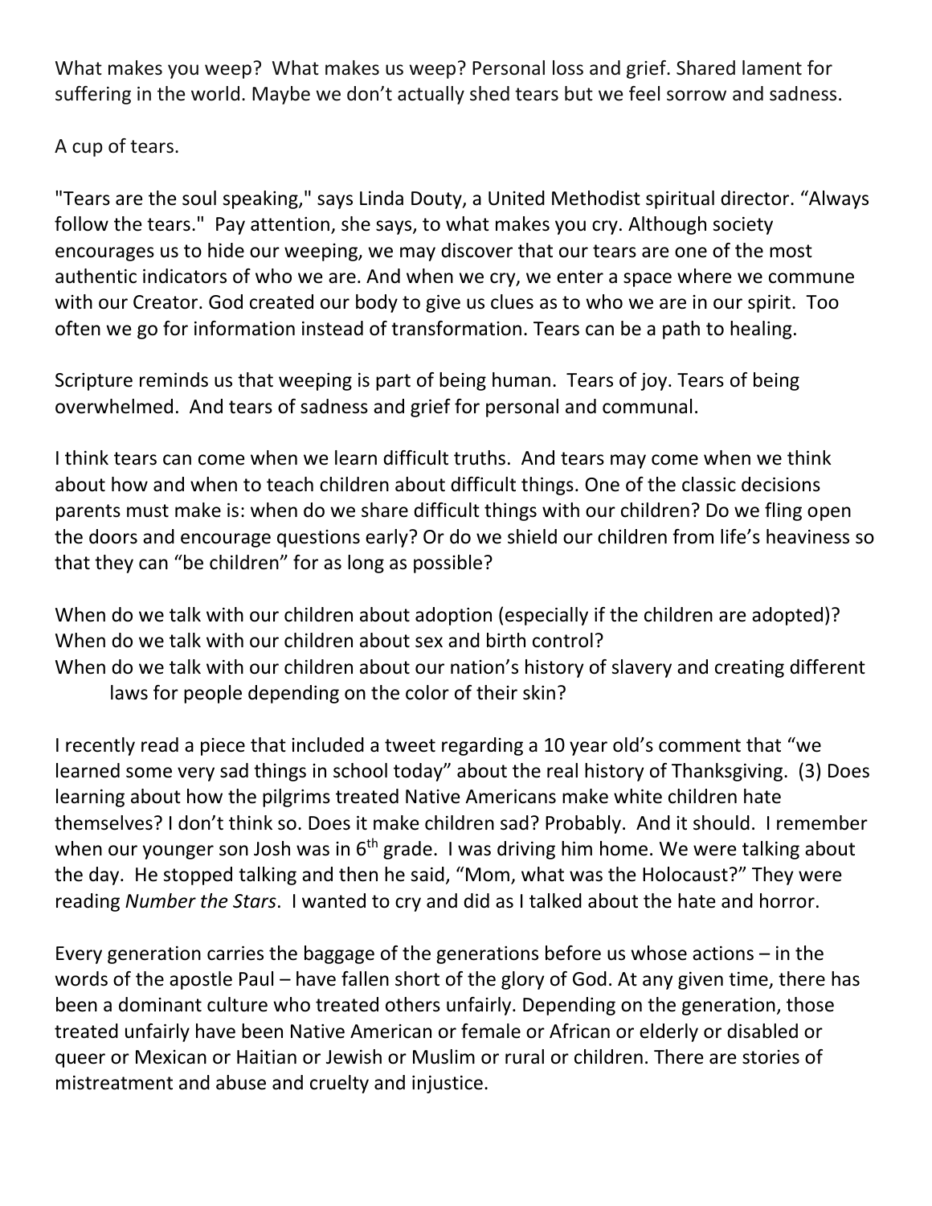What makes you weep? What makes us weep? Personal loss and grief. Shared lament for suffering in the world. Maybe we don't actually shed tears but we feel sorrow and sadness.

A cup of tears.

"Tears are the soul speaking," says Linda Douty, a United Methodist spiritual director. "Always follow the tears." Pay attention, she says, to what makes you cry. Although society encourages us to hide our weeping, we may discover that our tears are one of the most authentic indicators of who we are. And when we cry, we enter a space where we commune with our Creator. God created our body to give us clues as to who we are in our spirit. Too often we go for information instead of transformation. Tears can be a path to healing.

Scripture reminds us that weeping is part of being human. Tears of joy. Tears of being overwhelmed. And tears of sadness and grief for personal and communal.

I think tears can come when we learn difficult truths. And tears may come when we think about how and when to teach children about difficult things. One of the classic decisions parents must make is: when do we share difficult things with our children? Do we fling open the doors and encourage questions early? Or do we shield our children from life's heaviness so that they can "be children" for as long as possible?

When do we talk with our children about adoption (especially if the children are adopted)?
When do we talk with our children about sex and birth control?
When do we talk with our children about our nation's history of slavery and creating different laws for people depending on the color of their skin?

I recently read a piece that included a tweet regarding a 10 year old's comment that "we learned some very sad things in school today" about the real history of Thanksgiving. (3) Does learning about how the pilgrims treated Native Americans make white children hate themselves? I don't think so. Does it make children sad? Probably. And it should. I remember when our younger son Josh was in 6th grade. I was driving him home. We were talking about the day. He stopped talking and then he said, "Mom, what was the Holocaust?" They were reading *Number the Stars*. I wanted to cry and did as I talked about the hate and horror.

Every generation carries the baggage of the generations before us whose actions – in the words of the apostle Paul – have fallen short of the glory of God. At any given time, there has been a dominant culture who treated others unfairly. Depending on the generation, those treated unfairly have been Native American or female or African or elderly or disabled or queer or Mexican or Haitian or Jewish or Muslim or rural or children. There are stories of mistreatment and abuse and cruelty and injustice.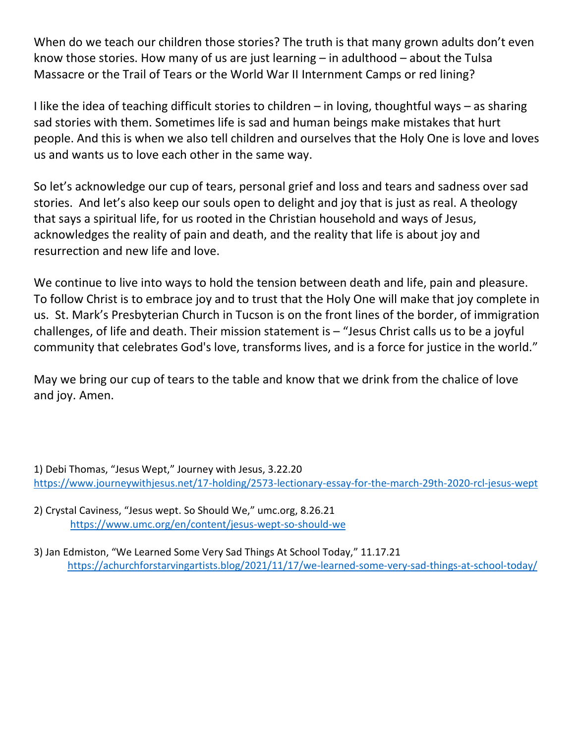When do we teach our children those stories? The truth is that many grown adults don't even know those stories. How many of us are just learning – in adulthood – about the Tulsa Massacre or the Trail of Tears or the World War II Internment Camps or red lining?

I like the idea of teaching difficult stories to children – in loving, thoughtful ways – as sharing sad stories with them. Sometimes life is sad and human beings make mistakes that hurt people. And this is when we also tell children and ourselves that the Holy One is love and loves us and wants us to love each other in the same way.

So let's acknowledge our cup of tears, personal grief and loss and tears and sadness over sad stories. And let's also keep our souls open to delight and joy that is just as real. A theology that says a spiritual life, for us rooted in the Christian household and ways of Jesus, acknowledges the reality of pain and death, and the reality that life is about joy and resurrection and new life and love.

We continue to live into ways to hold the tension between death and life, pain and pleasure. To follow Christ is to embrace joy and to trust that the Holy One will make that joy complete in us. St. Mark's Presbyterian Church in Tucson is on the front lines of the border, of immigration challenges, of life and death. Their mission statement is – "Jesus Christ calls us to be a joyful community that celebrates God's love, transforms lives, and is a force for justice in the world."

May we bring our cup of tears to the table and know that we drink from the chalice of love and joy. Amen.

1) Debi Thomas, "Jesus Wept," Journey with Jesus, 3.22.20
https://www.journeywithjesus.net/17-holding/2573-lectionary-essay-for-the-march-29th-2020-rcl-jesus-wept

2) Crystal Caviness, "Jesus wept. So Should We," umc.org, 8.26.21
https://www.umc.org/en/content/jesus-wept-so-should-we

3) Jan Edmiston, "We Learned Some Very Sad Things At School Today," 11.17.21
https://achurchforstarvingartists.blog/2021/11/17/we-learned-some-very-sad-things-at-school-today/